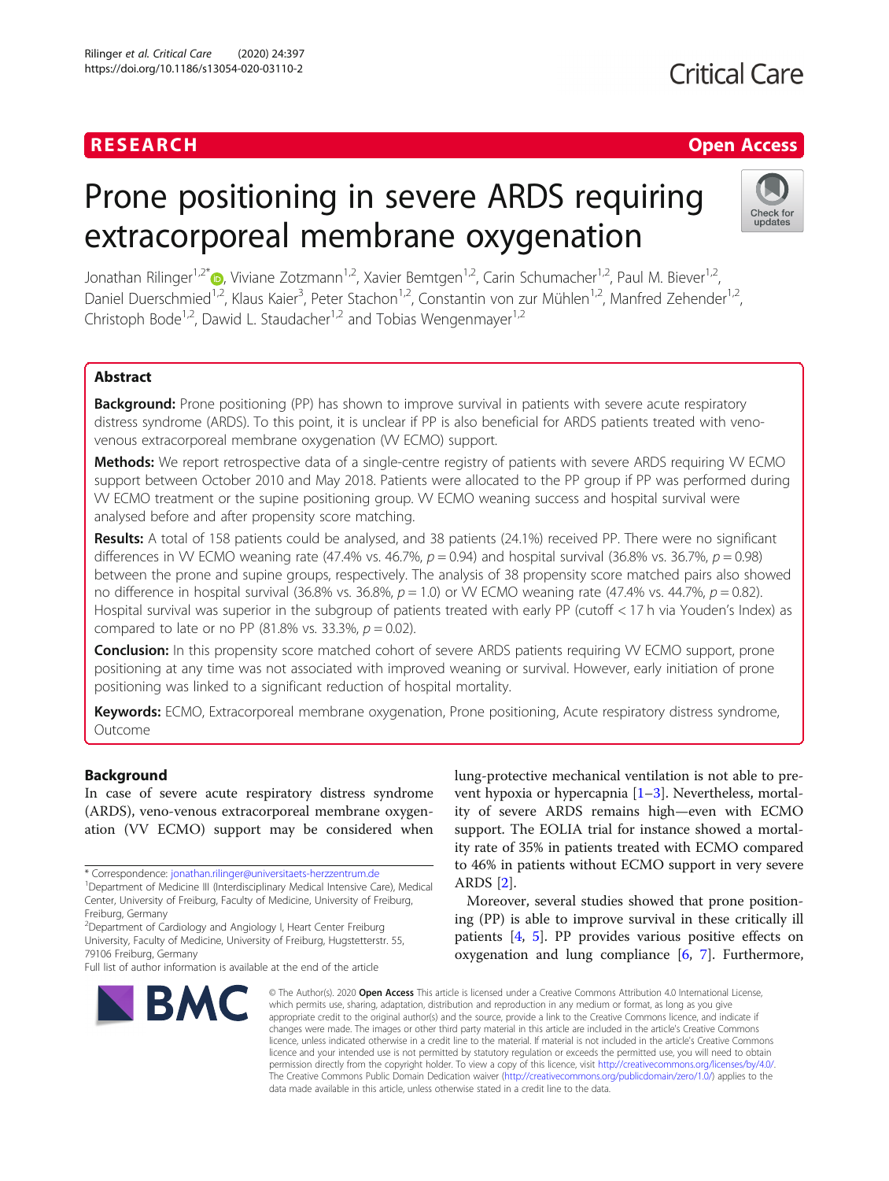RESEARCH | Open Access

# Prone positioning in severe ARDS requiring extracorporeal membrane oxygenation

Jonathan Rilinger[1,2*], Viviane Zotzmann[1,2], Xavier Bemtgen[1,2], Carin Schumacher[1,2], Paul M. Biever[1,2], Daniel Duerschmied[1,2], Klaus Kaier[3], Peter Stachon[1,2], Constantin von zur Mühlen[1,2], Manfred Zehender[1,2], Christoph Bode[1,2], Dawid L. Staudacher[1,2] and Tobias Wengenmayer[1,2]

## Abstract

**Background:** Prone positioning (PP) has shown to improve survival in patients with severe acute respiratory distress syndrome (ARDS). To this point, it is unclear if PP is also beneficial for ARDS patients treated with veno-venous extracorporeal membrane oxygenation (VV ECMO) support.

**Methods:** We report retrospective data of a single-centre registry of patients with severe ARDS requiring VV ECMO support between October 2010 and May 2018. Patients were allocated to the PP group if PP was performed during VV ECMO treatment or the supine positioning group. VV ECMO weaning success and hospital survival were analysed before and after propensity score matching.

**Results:** A total of 158 patients could be analysed, and 38 patients (24.1%) received PP. There were no significant differences in VV ECMO weaning rate (47.4% vs. 46.7%, $p = 0.94$) and hospital survival (36.8% vs. 36.7%, $p = 0.98$) between the prone and supine groups, respectively. The analysis of 38 propensity score matched pairs also showed no difference in hospital survival (36.8% vs. 36.8%, $p = 1.0$) or VV ECMO weaning rate (47.4% vs. 44.7%, $p = 0.82$). Hospital survival was superior in the subgroup of patients treated with early PP (cutoff < 17 h via Youden's Index) as compared to late or no PP (81.8% vs. 33.3%, $p = 0.02$).

**Conclusion:** In this propensity score matched cohort of severe ARDS patients requiring VV ECMO support, prone positioning at any time was not associated with improved weaning or survival. However, early initiation of prone positioning was linked to a significant reduction of hospital mortality.

**Keywords:** ECMO, Extracorporeal membrane oxygenation, Prone positioning, Acute respiratory distress syndrome, Outcome

## Background

In case of severe acute respiratory distress syndrome (ARDS), veno-venous extracorporeal membrane oxygenation (VV ECMO) support may be considered when lung-protective mechanical ventilation is not able to prevent hypoxia or hypercapnia [1–3]. Nevertheless, mortality of severe ARDS remains high—even with ECMO support. The EOLIA trial for instance showed a mortality rate of 35% in patients treated with ECMO compared to 46% in patients without ECMO support in very severe ARDS [2].

Moreover, several studies showed that prone positioning (PP) is able to improve survival in these critically ill patients [4, 5]. PP provides various positive effects on oxygenation and lung compliance [6, 7]. Furthermore,

* Correspondence: jonathan.rilinger@universitaets-herzzentrum.de
[1]Department of Medicine III (Interdisciplinary Medical Intensive Care), Medical Center, University of Freiburg, Faculty of Medicine, University of Freiburg, Freiburg, Germany
[2]Department of Cardiology and Angiology I, Heart Center Freiburg University, Faculty of Medicine, University of Freiburg, Hugstetterstr. 55, 79106 Freiburg, Germany
Full list of author information is available at the end of the article

© The Author(s). 2020 **Open Access** This article is licensed under a Creative Commons Attribution 4.0 International License, which permits use, sharing, adaptation, distribution and reproduction in any medium or format, as long as you give appropriate credit to the original author(s) and the source, provide a link to the Creative Commons licence, and indicate if changes were made. The images or other third party material in this article are included in the article's Creative Commons licence, unless indicated otherwise in a credit line to the material. If material is not included in the article's Creative Commons licence and your intended use is not permitted by statutory regulation or exceeds the permitted use, you will need to obtain permission directly from the copyright holder. To view a copy of this licence, visit http://creativecommons.org/licenses/by/4.0/. The Creative Commons Public Domain Dedication waiver (http://creativecommons.org/publicdomain/zero/1.0/) applies to the data made available in this article, unless otherwise stated in a credit line to the data.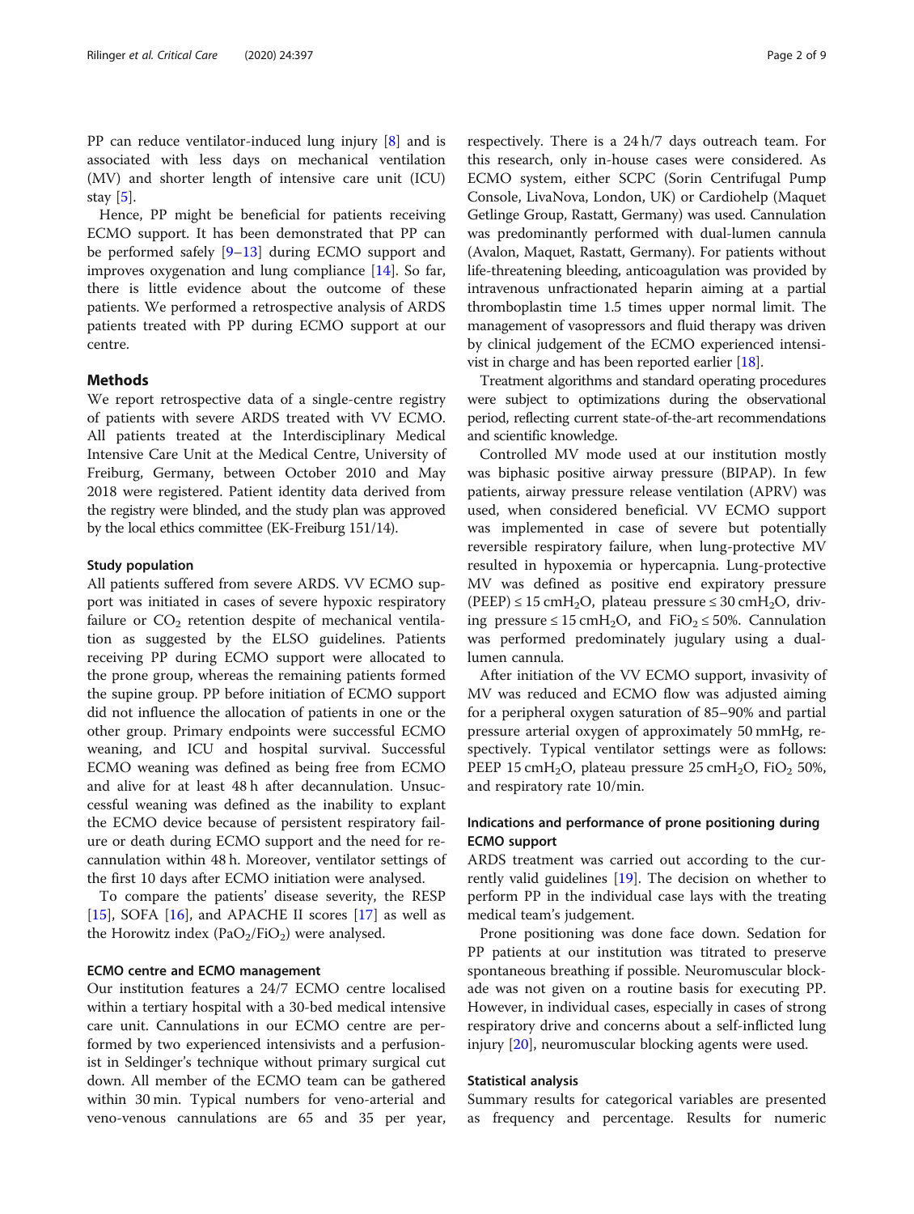PP can reduce ventilator-induced lung injury [8] and is associated with less days on mechanical ventilation (MV) and shorter length of intensive care unit (ICU) stay [5].

Hence, PP might be beneficial for patients receiving ECMO support. It has been demonstrated that PP can be performed safely [9–13] during ECMO support and improves oxygenation and lung compliance [14]. So far, there is little evidence about the outcome of these patients. We performed a retrospective analysis of ARDS patients treated with PP during ECMO support at our centre.

## Methods

We report retrospective data of a single-centre registry of patients with severe ARDS treated with VV ECMO. All patients treated at the Interdisciplinary Medical Intensive Care Unit at the Medical Centre, University of Freiburg, Germany, between October 2010 and May 2018 were registered. Patient identity data derived from the registry were blinded, and the study plan was approved by the local ethics committee (EK-Freiburg 151/14).

### Study population

All patients suffered from severe ARDS. VV ECMO support was initiated in cases of severe hypoxic respiratory failure or $CO_2$ retention despite of mechanical ventilation as suggested by the ELSO guidelines. Patients receiving PP during ECMO support were allocated to the prone group, whereas the remaining patients formed the supine group. PP before initiation of ECMO support did not influence the allocation of patients in one or the other group. Primary endpoints were successful ECMO weaning, and ICU and hospital survival. Successful ECMO weaning was defined as being free from ECMO and alive for at least 48 h after decannulation. Unsuccessful weaning was defined as the inability to explant the ECMO device because of persistent respiratory failure or death during ECMO support and the need for recannulation within 48 h. Moreover, ventilator settings of the first 10 days after ECMO initiation were analysed.

To compare the patients' disease severity, the RESP [15], SOFA [16], and APACHE II scores [17] as well as the Horowitz index ($PaO_2/FiO_2$) were analysed.

### ECMO centre and ECMO management

Our institution features a 24/7 ECMO centre localised within a tertiary hospital with a 30-bed medical intensive care unit. Cannulations in our ECMO centre are performed by two experienced intensivists and a perfusionist in Seldinger's technique without primary surgical cut down. All member of the ECMO team can be gathered within 30 min. Typical numbers for veno-arterial and veno-venous cannulations are 65 and 35 per year, respectively. There is a 24 h/7 days outreach team. For this research, only in-house cases were considered. As ECMO system, either SCPC (Sorin Centrifugal Pump Console, LivaNova, London, UK) or Cardiohelp (Maquet Getlinge Group, Rastatt, Germany) was used. Cannulation was predominantly performed with dual-lumen cannula (Avalon, Maquet, Rastatt, Germany). For patients without life-threatening bleeding, anticoagulation was provided by intravenous unfractionated heparin aiming at a partial thromboplastin time 1.5 times upper normal limit. The management of vasopressors and fluid therapy was driven by clinical judgement of the ECMO experienced intensivist in charge and has been reported earlier [18].

Treatment algorithms and standard operating procedures were subject to optimizations during the observational period, reflecting current state-of-the-art recommendations and scientific knowledge.

Controlled MV mode used at our institution mostly was biphasic positive airway pressure (BIPAP). In few patients, airway pressure release ventilation (APRV) was used, when considered beneficial. VV ECMO support was implemented in case of severe but potentially reversible respiratory failure, when lung-protective MV resulted in hypoxemia or hypercapnia. Lung-protective MV was defined as positive end expiratory pressure (PEEP) ≤ 15 cmH$_2$O, plateau pressure ≤ 30 cmH$_2$O, driving pressure ≤ 15 cmH$_2$O, and $FiO_2$ ≤ 50%. Cannulation was performed predominately jugulary using a dual-lumen cannula.

After initiation of the VV ECMO support, invasivity of MV was reduced and ECMO flow was adjusted aiming for a peripheral oxygen saturation of 85–90% and partial pressure arterial oxygen of approximately 50 mmHg, respectively. Typical ventilator settings were as follows: PEEP 15 cmH$_2$O, plateau pressure 25 cmH$_2$O, $FiO_2$ 50%, and respiratory rate 10/min.

### Indications and performance of prone positioning during ECMO support

ARDS treatment was carried out according to the currently valid guidelines [19]. The decision on whether to perform PP in the individual case lays with the treating medical team's judgement.

Prone positioning was done face down. Sedation for PP patients at our institution was titrated to preserve spontaneous breathing if possible. Neuromuscular blockade was not given on a routine basis for executing PP. However, in individual cases, especially in cases of strong respiratory drive and concerns about a self-inflicted lung injury [20], neuromuscular blocking agents were used.

### Statistical analysis

Summary results for categorical variables are presented as frequency and percentage. Results for numeric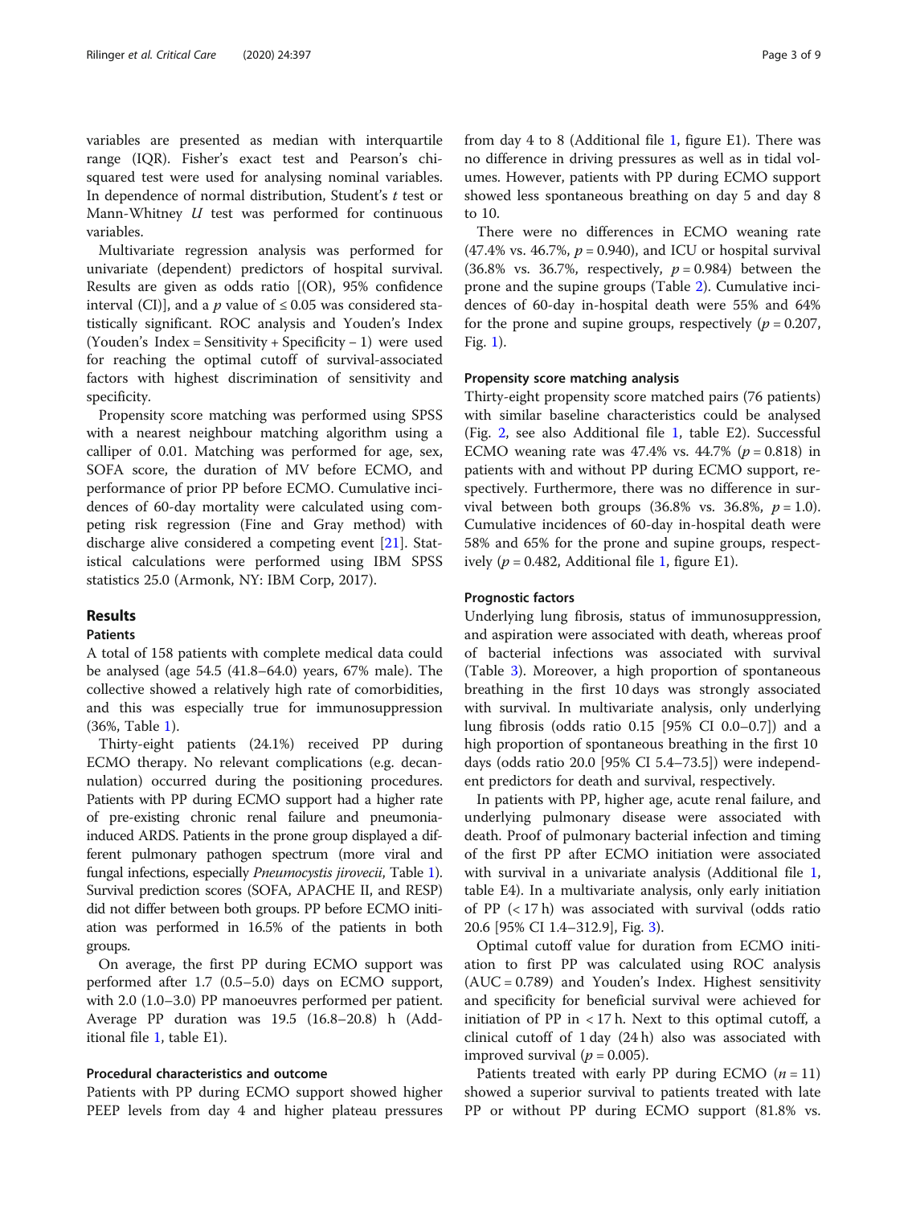variables are presented as median with interquartile range (IQR). Fisher's exact test and Pearson's chi-squared test were used for analysing nominal variables. In dependence of normal distribution, Student's *t* test or Mann-Whitney *U* test was performed for continuous variables.

Multivariate regression analysis was performed for univariate (dependent) predictors of hospital survival. Results are given as odds ratio [(OR), 95% confidence interval (CI)], and a $p$ value of $\leq 0.05$ was considered statistically significant. ROC analysis and Youden's Index (Youden's Index = Sensitivity + Specificity − 1) were used for reaching the optimal cutoff of survival-associated factors with highest discrimination of sensitivity and specificity.

Propensity score matching was performed using SPSS with a nearest neighbour matching algorithm using a calliper of 0.01. Matching was performed for age, sex, SOFA score, the duration of MV before ECMO, and performance of prior PP before ECMO. Cumulative incidences of 60-day mortality were calculated using competing risk regression (Fine and Gray method) with discharge alive considered a competing event [21]. Statistical calculations were performed using IBM SPSS statistics 25.0 (Armonk, NY: IBM Corp, 2017).

## Results

### Patients

A total of 158 patients with complete medical data could be analysed (age 54.5 (41.8–64.0) years, 67% male). The collective showed a relatively high rate of comorbidities, and this was especially true for immunosuppression (36%, Table 1).

Thirty-eight patients (24.1%) received PP during ECMO therapy. No relevant complications (e.g. decannulation) occurred during the positioning procedures. Patients with PP during ECMO support had a higher rate of pre-existing chronic renal failure and pneumonia-induced ARDS. Patients in the prone group displayed a different pulmonary pathogen spectrum (more viral and fungal infections, especially *Pneumocystis jirovecii*, Table 1). Survival prediction scores (SOFA, APACHE II, and RESP) did not differ between both groups. PP before ECMO initiation was performed in 16.5% of the patients in both groups.

On average, the first PP during ECMO support was performed after 1.7 (0.5–5.0) days on ECMO support, with 2.0 (1.0–3.0) PP manoeuvres performed per patient. Average PP duration was 19.5 (16.8–20.8) h (Additional file 1, table E1).

### Procedural characteristics and outcome

Patients with PP during ECMO support showed higher PEEP levels from day 4 and higher plateau pressures from day 4 to 8 (Additional file 1, figure E1). There was no difference in driving pressures as well as in tidal volumes. However, patients with PP during ECMO support showed less spontaneous breathing on day 5 and day 8 to 10.

There were no differences in ECMO weaning rate (47.4% vs. 46.7%, $p = 0.940$), and ICU or hospital survival (36.8% vs. 36.7%, respectively, $p = 0.984$) between the prone and the supine groups (Table 2). Cumulative incidences of 60-day in-hospital death were 55% and 64% for the prone and supine groups, respectively ($p = 0.207$, Fig. 1).

### Propensity score matching analysis

Thirty-eight propensity score matched pairs (76 patients) with similar baseline characteristics could be analysed (Fig. 2, see also Additional file 1, table E2). Successful ECMO weaning rate was 47.4% vs. 44.7% ($p = 0.818$) in patients with and without PP during ECMO support, respectively. Furthermore, there was no difference in survival between both groups (36.8% vs. 36.8%, $p = 1.0$). Cumulative incidences of 60-day in-hospital death were 58% and 65% for the prone and supine groups, respectively ($p = 0.482$, Additional file 1, figure E1).

### Prognostic factors

Underlying lung fibrosis, status of immunosuppression, and aspiration were associated with death, whereas proof of bacterial infections was associated with survival (Table 3). Moreover, a high proportion of spontaneous breathing in the first 10 days was strongly associated with survival. In multivariate analysis, only underlying lung fibrosis (odds ratio 0.15 [95% CI 0.0–0.7]) and a high proportion of spontaneous breathing in the first 10 days (odds ratio 20.0 [95% CI 5.4–73.5]) were independent predictors for death and survival, respectively.

In patients with PP, higher age, acute renal failure, and underlying pulmonary disease were associated with death. Proof of pulmonary bacterial infection and timing of the first PP after ECMO initiation were associated with survival in a univariate analysis (Additional file 1, table E4). In a multivariate analysis, only early initiation of PP (< 17 h) was associated with survival (odds ratio 20.6 [95% CI 1.4–312.9], Fig. 3).

Optimal cutoff value for duration from ECMO initiation to first PP was calculated using ROC analysis (AUC = 0.789) and Youden's Index. Highest sensitivity and specificity for beneficial survival were achieved for initiation of PP in < 17 h. Next to this optimal cutoff, a clinical cutoff of 1 day (24 h) also was associated with improved survival ($p = 0.005$).

Patients treated with early PP during ECMO ($n = 11$) showed a superior survival to patients treated with late PP or without PP during ECMO support (81.8% vs.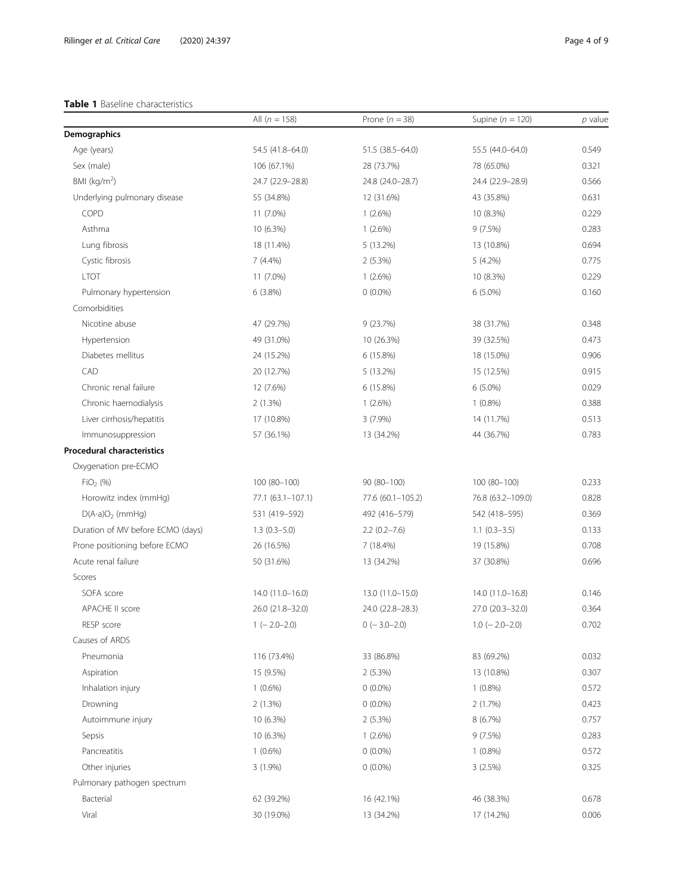**Table 1** Baseline characteristics

| | All ($n = 158$) | Prone ($n = 38$) | Supine ($n = 120$) | *p* value |
|---|---|---|---|---|
| **Demographics** | | | | |
| Age (years) | 54.5 (41.8–64.0) | 51.5 (38.5–64.0) | 55.5 (44.0–64.0) | 0.549 |
| Sex (male) | 106 (67.1%) | 28 (73.7%) | 78 (65.0%) | 0.321 |
| BMI (kg/m$^2$) | 24.7 (22.9–28.8) | 24.8 (24.0–28.7) | 24.4 (22.9–28.9) | 0.566 |
| Underlying pulmonary disease | 55 (34.8%) | 12 (31.6%) | 43 (35.8%) | 0.631 |
| COPD | 11 (7.0%) | 1 (2.6%) | 10 (8.3%) | 0.229 |
| Asthma | 10 (6.3%) | 1 (2.6%) | 9 (7.5%) | 0.283 |
| Lung fibrosis | 18 (11.4%) | 5 (13.2%) | 13 (10.8%) | 0.694 |
| Cystic fibrosis | 7 (4.4%) | 2 (5.3%) | 5 (4.2%) | 0.775 |
| LTOT | 11 (7.0%) | 1 (2.6%) | 10 (8.3%) | 0.229 |
| Pulmonary hypertension | 6 (3.8%) | 0 (0.0%) | 6 (5.0%) | 0.160 |
| Comorbidities | | | | |
| Nicotine abuse | 47 (29.7%) | 9 (23.7%) | 38 (31.7%) | 0.348 |
| Hypertension | 49 (31.0%) | 10 (26.3%) | 39 (32.5%) | 0.473 |
| Diabetes mellitus | 24 (15.2%) | 6 (15.8%) | 18 (15.0%) | 0.906 |
| CAD | 20 (12.7%) | 5 (13.2%) | 15 (12.5%) | 0.915 |
| Chronic renal failure | 12 (7.6%) | 6 (15.8%) | 6 (5.0%) | 0.029 |
| Chronic haemodialysis | 2 (1.3%) | 1 (2.6%) | 1 (0.8%) | 0.388 |
| Liver cirrhosis/hepatitis | 17 (10.8%) | 3 (7.9%) | 14 (11.7%) | 0.513 |
| Immunosuppression | 57 (36.1%) | 13 (34.2%) | 44 (36.7%) | 0.783 |
| **Procedural characteristics** | | | | |
| Oxygenation pre-ECMO | | | | |
| $FiO_2$ (%) | 100 (80–100) | 90 (80–100) | 100 (80–100) | 0.233 |
| Horowitz index (mmHg) | 77.1 (63.1–107.1) | 77.6 (60.1–105.2) | 76.8 (63.2–109.0) | 0.828 |
| $D(A\text{-}a)O_2$ (mmHg) | 531 (419–592) | 492 (416–579) | 542 (418–595) | 0.369 |
| Duration of MV before ECMO (days) | 1.3 (0.3–5.0) | 2.2 (0.2–7.6) | 1.1 (0.3–3.5) | 0.133 |
| Prone positioning before ECMO | 26 (16.5%) | 7 (18.4%) | 19 (15.8%) | 0.708 |
| Acute renal failure | 50 (31.6%) | 13 (34.2%) | 37 (30.8%) | 0.696 |
| Scores | | | | |
| SOFA score | 14.0 (11.0–16.0) | 13.0 (11.0–15.0) | 14.0 (11.0–16.8) | 0.146 |
| APACHE II score | 26.0 (21.8–32.0) | 24.0 (22.8–28.3) | 27.0 (20.3–32.0) | 0.364 |
| RESP score | 1 (− 2.0–2.0) | 0 (− 3.0–2.0) | 1.0 (− 2.0–2.0) | 0.702 |
| Causes of ARDS | | | | |
| Pneumonia | 116 (73.4%) | 33 (86.8%) | 83 (69.2%) | 0.032 |
| Aspiration | 15 (9.5%) | 2 (5.3%) | 13 (10.8%) | 0.307 |
| Inhalation injury | 1 (0.6%) | 0 (0.0%) | 1 (0.8%) | 0.572 |
| Drowning | 2 (1.3%) | 0 (0.0%) | 2 (1.7%) | 0.423 |
| Autoimmune injury | 10 (6.3%) | 2 (5.3%) | 8 (6.7%) | 0.757 |
| Sepsis | 10 (6.3%) | 1 (2.6%) | 9 (7.5%) | 0.283 |
| Pancreatitis | 1 (0.6%) | 0 (0.0%) | 1 (0.8%) | 0.572 |
| Other injuries | 3 (1.9%) | 0 (0.0%) | 3 (2.5%) | 0.325 |
| Pulmonary pathogen spectrum | | | | |
| Bacterial | 62 (39.2%) | 16 (42.1%) | 46 (38.3%) | 0.678 |
| Viral | 30 (19.0%) | 13 (34.2%) | 17 (14.2%) | 0.006 |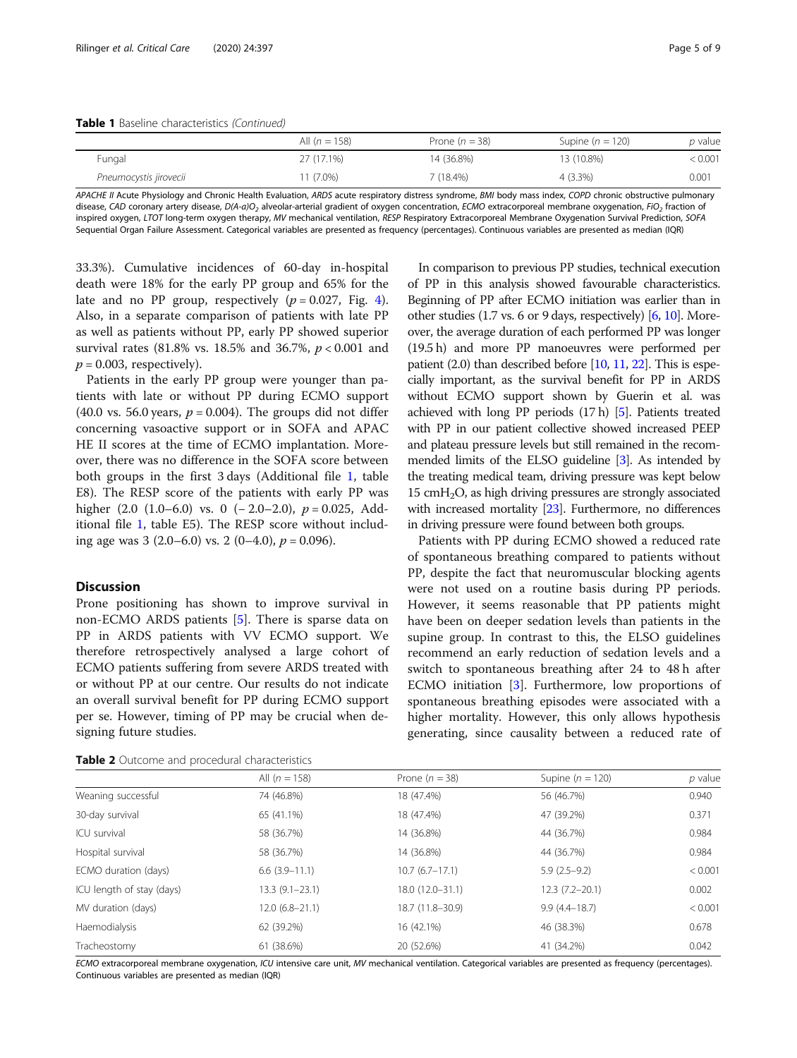**Table 1** Baseline characteristics *(Continued)*

| | All ($n$ = 158) | Prone ($n$ = 38) | Supine ($n$ = 120) | $p$ value |
|---|---|---|---|---|
| Fungal | 27 (17.1%) | 14 (36.8%) | 13 (10.8%) | < 0.001 |
| *Pneumocystis jirovecii* | 11 (7.0%) | 7 (18.4%) | 4 (3.3%) | 0.001 |

*APACHE II* Acute Physiology and Chronic Health Evaluation, *ARDS* acute respiratory distress syndrome, *BMI* body mass index, *COPD* chronic obstructive pulmonary disease, *CAD* coronary artery disease, *D(A-a)O$_2$* alveolar-arterial gradient of oxygen concentration, *ECMO* extracorporeal membrane oxygenation, *FiO$_2$* fraction of inspired oxygen, *LTOT* long-term oxygen therapy, *MV* mechanical ventilation, *RESP* Respiratory Extracorporeal Membrane Oxygenation Survival Prediction, *SOFA* Sequential Organ Failure Assessment. Categorical variables are presented as frequency (percentages). Continuous variables are presented as median (IQR)

33.3%). Cumulative incidences of 60-day in-hospital death were 18% for the early PP group and 65% for the late and no PP group, respectively ($p = 0.027$, Fig. 4). Also, in a separate comparison of patients with late PP as well as patients without PP, early PP showed superior survival rates (81.8% vs. 18.5% and 36.7%, $p < 0.001$ and $p = 0.003$, respectively).

Patients in the early PP group were younger than patients with late or without PP during ECMO support (40.0 vs. 56.0 years, $p = 0.004$). The groups did not differ concerning vasoactive support or in SOFA and APACHE II scores at the time of ECMO implantation. Moreover, there was no difference in the SOFA score between both groups in the first 3 days (Additional file 1, table E8). The RESP score of the patients with early PP was higher (2.0 (1.0–6.0) vs. 0 (− 2.0–2.0), $p = 0.025$, Additional file 1, table E5). The RESP score without including age was 3 (2.0–6.0) vs. 2 (0–4.0), $p = 0.096$).

## Discussion

Prone positioning has shown to improve survival in non-ECMO ARDS patients [5]. There is sparse data on PP in ARDS patients with VV ECMO support. We therefore retrospectively analysed a large cohort of ECMO patients suffering from severe ARDS treated with or without PP at our centre. Our results do not indicate an overall survival benefit for PP during ECMO support per se. However, timing of PP may be crucial when designing future studies.

In comparison to previous PP studies, technical execution of PP in this analysis showed favourable characteristics. Beginning of PP after ECMO initiation was earlier than in other studies (1.7 vs. 6 or 9 days, respectively) [6, 10]. Moreover, the average duration of each performed PP was longer (19.5 h) and more PP manoeuvres were performed per patient (2.0) than described before [10, 11, 22]. This is especially important, as the survival benefit for PP in ARDS without ECMO support shown by Guerin et al. was achieved with long PP periods (17 h) [5]. Patients treated with PP in our patient collective showed increased PEEP and plateau pressure levels but still remained in the recommended limits of the ELSO guideline [3]. As intended by the treating medical team, driving pressure was kept below 15 cmH$_2$O, as high driving pressures are strongly associated with increased mortality [23]. Furthermore, no differences in driving pressure were found between both groups.

Patients with PP during ECMO showed a reduced rate of spontaneous breathing compared to patients without PP, despite the fact that neuromuscular blocking agents were not used on a routine basis during PP periods. However, it seems reasonable that PP patients might have been on deeper sedation levels than patients in the supine group. In contrast to this, the ELSO guidelines recommend an early reduction of sedation levels and a switch to spontaneous breathing after 24 to 48 h after ECMO initiation [3]. Furthermore, low proportions of spontaneous breathing episodes were associated with a higher mortality. However, this only allows hypothesis generating, since causality between a reduced rate of

**Table 2** Outcome and procedural characteristics

| | All ($n$ = 158) | Prone ($n$ = 38) | Supine ($n$ = 120) | $p$ value |
|---|---|---|---|---|
| Weaning successful | 74 (46.8%) | 18 (47.4%) | 56 (46.7%) | 0.940 |
| 30-day survival | 65 (41.1%) | 18 (47.4%) | 47 (39.2%) | 0.371 |
| ICU survival | 58 (36.7%) | 14 (36.8%) | 44 (36.7%) | 0.984 |
| Hospital survival | 58 (36.7%) | 14 (36.8%) | 44 (36.7%) | 0.984 |
| ECMO duration (days) | 6.6 (3.9–11.1) | 10.7 (6.7–17.1) | 5.9 (2.5–9.2) | < 0.001 |
| ICU length of stay (days) | 13.3 (9.1–23.1) | 18.0 (12.0–31.1) | 12.3 (7.2–20.1) | 0.002 |
| MV duration (days) | 12.0 (6.8–21.1) | 18.7 (11.8–30.9) | 9.9 (4.4–18.7) | < 0.001 |
| Haemodialysis | 62 (39.2%) | 16 (42.1%) | 46 (38.3%) | 0.678 |
| Tracheostomy | 61 (38.6%) | 20 (52.6%) | 41 (34.2%) | 0.042 |

*ECMO* extracorporeal membrane oxygenation, *ICU* intensive care unit, *MV* mechanical ventilation. Categorical variables are presented as frequency (percentages). Continuous variables are presented as median (IQR)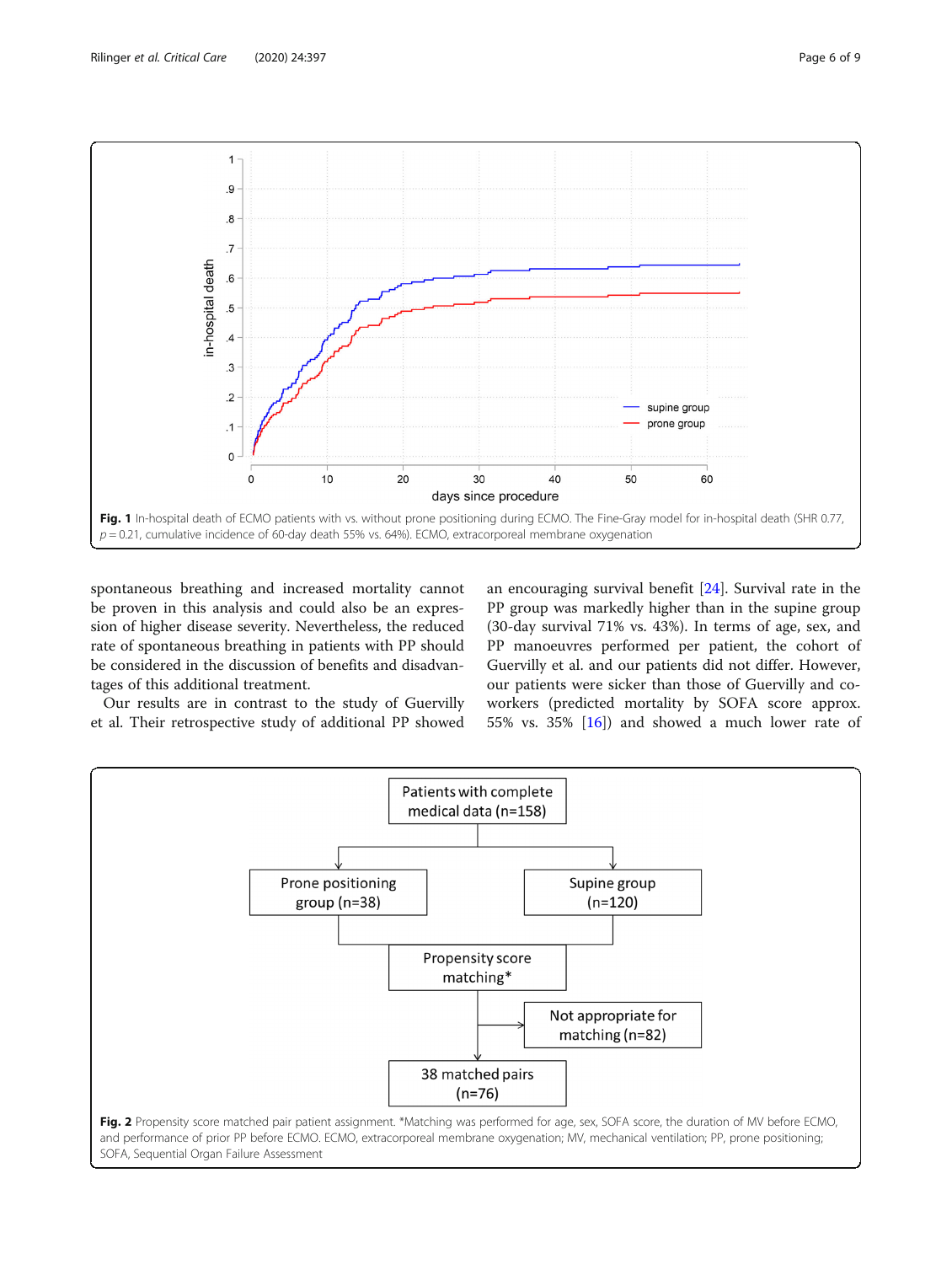**Fig. 1** In-hospital death of ECMO patients with vs. without prone positioning during ECMO. The Fine-Gray model for in-hospital death (SHR 0.77, $p = 0.21$, cumulative incidence of 60-day death 55% vs. 64%). ECMO, extracorporeal membrane oxygenation

spontaneous breathing and increased mortality cannot be proven in this analysis and could also be an expression of higher disease severity. Nevertheless, the reduced rate of spontaneous breathing in patients with PP should be considered in the discussion of benefits and disadvantages of this additional treatment.

Our results are in contrast to the study of Guervilly et al. Their retrospective study of additional PP showed an encouraging survival benefit [24]. Survival rate in the PP group was markedly higher than in the supine group (30-day survival 71% vs. 43%). In terms of age, sex, and PP manoeuvres performed per patient, the cohort of Guervilly et al. and our patients did not differ. However, our patients were sicker than those of Guervilly and co-workers (predicted mortality by SOFA score approx. 55% vs. 35% [16]) and showed a much lower rate of

**Fig. 2** Propensity score matched pair patient assignment. *Matching was performed for age, sex, SOFA score, the duration of MV before ECMO, and performance of prior PP before ECMO. ECMO, extracorporeal membrane oxygenation; MV, mechanical ventilation; PP, prone positioning; SOFA, Sequential Organ Failure Assessment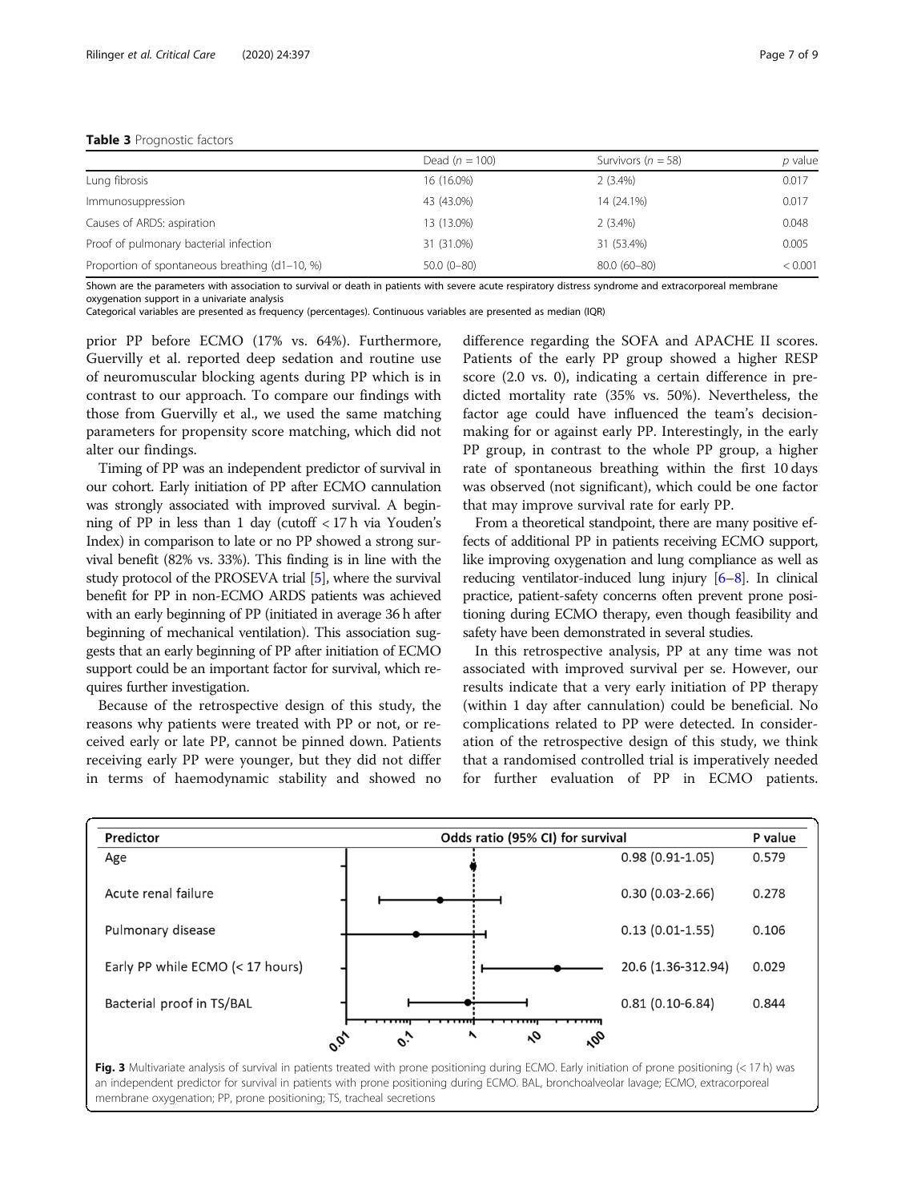**Table 3** Prognostic factors

| | Dead ($n$ = 100) | Survivors ($n$ = 58) | $p$ value |
|---|---|---|---|
| Lung fibrosis | 16 (16.0%) | 2 (3.4%) | 0.017 |
| Immunosuppression | 43 (43.0%) | 14 (24.1%) | 0.017 |
| Causes of ARDS: aspiration | 13 (13.0%) | 2 (3.4%) | 0.048 |
| Proof of pulmonary bacterial infection | 31 (31.0%) | 31 (53.4%) | 0.005 |
| Proportion of spontaneous breathing (d1–10, %) | 50.0 (0–80) | 80.0 (60–80) | < 0.001 |

Shown are the parameters with association to survival or death in patients with severe acute respiratory distress syndrome and extracorporeal membrane oxygenation support in a univariate analysis

Categorical variables are presented as frequency (percentages). Continuous variables are presented as median (IQR)

prior PP before ECMO (17% vs. 64%). Furthermore, Guervilly et al. reported deep sedation and routine use of neuromuscular blocking agents during PP which is in contrast to our approach. To compare our findings with those from Guervilly et al., we used the same matching parameters for propensity score matching, which did not alter our findings.

Timing of PP was an independent predictor of survival in our cohort. Early initiation of PP after ECMO cannulation was strongly associated with improved survival. A beginning of PP in less than 1 day (cutoff < 17 h via Youden's Index) in comparison to late or no PP showed a strong survival benefit (82% vs. 33%). This finding is in line with the study protocol of the PROSEVA trial [5], where the survival benefit for PP in non-ECMO ARDS patients was achieved with an early beginning of PP (initiated in average 36 h after beginning of mechanical ventilation). This association suggests that an early beginning of PP after initiation of ECMO support could be an important factor for survival, which requires further investigation.

Because of the retrospective design of this study, the reasons why patients were treated with PP or not, or received early or late PP, cannot be pinned down. Patients receiving early PP were younger, but they did not differ in terms of haemodynamic stability and showed no difference regarding the SOFA and APACHE II scores. Patients of the early PP group showed a higher RESP score (2.0 vs. 0), indicating a certain difference in predicted mortality rate (35% vs. 50%). Nevertheless, the factor age could have influenced the team's decision-making for or against early PP. Interestingly, in the early PP group, in contrast to the whole PP group, a higher rate of spontaneous breathing within the first 10 days was observed (not significant), which could be one factor that may improve survival rate for early PP.

From a theoretical standpoint, there are many positive effects of additional PP in patients receiving ECMO support, like improving oxygenation and lung compliance as well as reducing ventilator-induced lung injury [6–8]. In clinical practice, patient-safety concerns often prevent prone positioning during ECMO therapy, even though feasibility and safety have been demonstrated in several studies.

In this retrospective analysis, PP at any time was not associated with improved survival per se. However, our results indicate that a very early initiation of PP therapy (within 1 day after cannulation) could be beneficial. No complications related to PP were detected. In consideration of the retrospective design of this study, we think that a randomised controlled trial is imperatively needed for further evaluation of PP in ECMO patients.

| Predictor | Odds ratio (95% CI) for survival | P value |
|---|---|---|
| Age | 0.98 (0.91-1.05) | 0.579 |
| Acute renal failure | 0.30 (0.03-2.66) | 0.278 |
| Pulmonary disease | 0.13 (0.01-1.55) | 0.106 |
| Early PP while ECMO (< 17 hours) | 20.6 (1.36-312.94) | 0.029 |
| Bacterial proof in TS/BAL | 0.81 (0.10-6.84) | 0.844 |

**Fig. 3** Multivariate analysis of survival in patients treated with prone positioning during ECMO. Early initiation of prone positioning (< 17 h) was an independent predictor for survival in patients with prone positioning during ECMO. BAL, bronchoalveolar lavage; ECMO, extracorporeal membrane oxygenation; PP, prone positioning; TS, tracheal secretions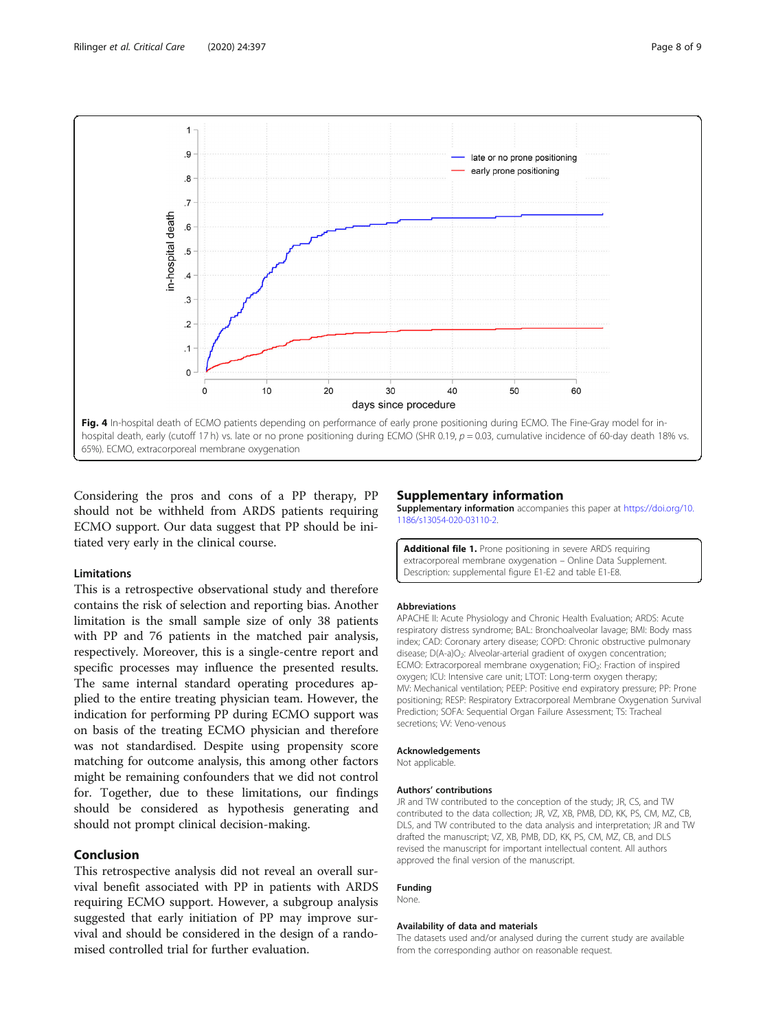Fig. 4 In-hospital death of ECMO patients depending on performance of early prone positioning during ECMO. The Fine-Gray model for in-hospital death, early (cutoff 17 h) vs. late or no prone positioning during ECMO (SHR 0.19, $p = 0.03$, cumulative incidence of 60-day death 18% vs. 65%). ECMO, extracorporeal membrane oxygenation

Considering the pros and cons of a PP therapy, PP should not be withheld from ARDS patients requiring ECMO support. Our data suggest that PP should be initiated very early in the clinical course.

### Limitations

This is a retrospective observational study and therefore contains the risk of selection and reporting bias. Another limitation is the small sample size of only 38 patients with PP and 76 patients in the matched pair analysis, respectively. Moreover, this is a single-centre report and specific processes may influence the presented results. The same internal standard operating procedures applied to the entire treating physician team. However, the indication for performing PP during ECMO support was on basis of the treating ECMO physician and therefore was not standardised. Despite using propensity score matching for outcome analysis, this among other factors might be remaining confounders that we did not control for. Together, due to these limitations, our findings should be considered as hypothesis generating and should not prompt clinical decision-making.

## Conclusion

This retrospective analysis did not reveal an overall survival benefit associated with PP in patients with ARDS requiring ECMO support. However, a subgroup analysis suggested that early initiation of PP may improve survival and should be considered in the design of a randomised controlled trial for further evaluation.

## Supplementary information

**Supplementary information** accompanies this paper at https://doi.org/10.1186/s13054-020-03110-2.

**Additional file 1.** Prone positioning in severe ARDS requiring extracorporeal membrane oxygenation – Online Data Supplement. Description: supplemental figure E1-E2 and table E1-E8.

### Abbreviations

APACHE II: Acute Physiology and Chronic Health Evaluation; ARDS: Acute respiratory distress syndrome; BAL: Bronchoalveolar lavage; BMI: Body mass index; CAD: Coronary artery disease; COPD: Chronic obstructive pulmonary disease; D(A-a)$O_2$: Alveolar-arterial gradient of oxygen concentration; ECMO: Extracorporeal membrane oxygenation; $FiO_2$: Fraction of inspired oxygen; ICU: Intensive care unit; LTOT: Long-term oxygen therapy; MV: Mechanical ventilation; PEEP: Positive end expiratory pressure; PP: Prone positioning; RESP: Respiratory Extracorporeal Membrane Oxygenation Survival Prediction; SOFA: Sequential Organ Failure Assessment; TS: Tracheal secretions; VV: Veno-venous

### Acknowledgements

Not applicable.

### Authors' contributions

JR and TW contributed to the conception of the study; JR, CS, and TW contributed to the data collection; JR, VZ, XB, PMB, DD, KK, PS, CM, MZ, CB, DLS, and TW contributed to the data analysis and interpretation; JR and TW drafted the manuscript; VZ, XB, PMB, DD, KK, PS, CM, MZ, CB, and DLS revised the manuscript for important intellectual content. All authors approved the final version of the manuscript.

### Funding

None.

### Availability of data and materials

The datasets used and/or analysed during the current study are available from the corresponding author on reasonable request.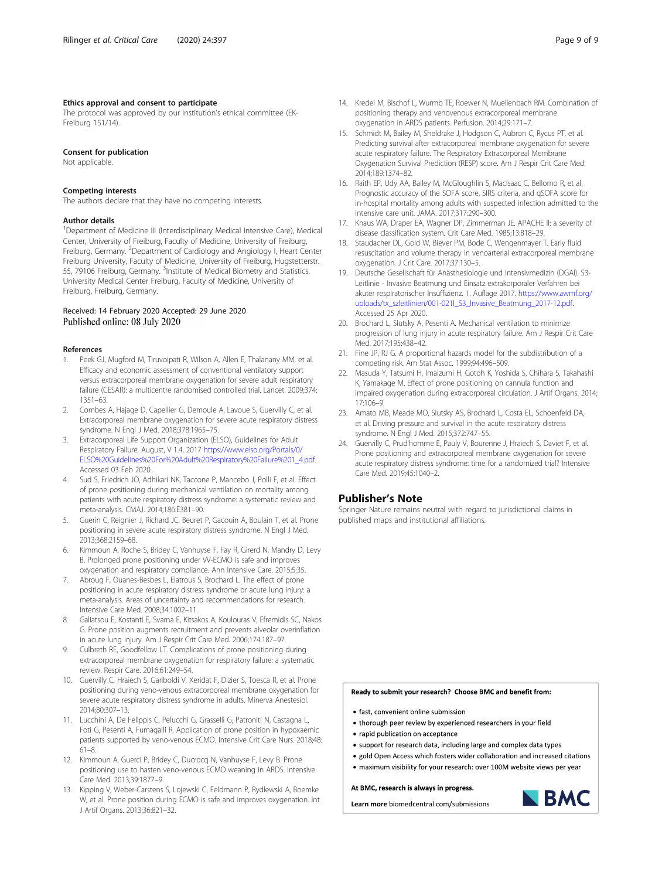### Ethics approval and consent to participate

The protocol was approved by our institution's ethical committee (EK-Freiburg 151/14).

### Consent for publication

Not applicable.

### Competing interests

The authors declare that they have no competing interests.

### Author details

[1]Department of Medicine III (Interdisciplinary Medical Intensive Care), Medical Center, University of Freiburg, Faculty of Medicine, University of Freiburg, Freiburg, Germany. [2]Department of Cardiology and Angiology I, Heart Center Freiburg University, Faculty of Medicine, University of Freiburg, Hugstetterstr. 55, 79106 Freiburg, Germany. [3]Institute of Medical Biometry and Statistics, University Medical Center Freiburg, Faculty of Medicine, University of Freiburg, Freiburg, Germany.

Received: 14 February 2020 Accepted: 29 June 2020
Published online: 08 July 2020

### References

1. Peek GJ, Mugford M, Tiruvoipati R, Wilson A, Allen E, Thalanany MM, et al. Efficacy and economic assessment of conventional ventilatory support versus extracorporeal membrane oxygenation for severe adult respiratory failure (CESAR): a multicentre randomised controlled trial. Lancet. 2009;374:1351–63.
2. Combes A, Hajage D, Capellier G, Demoule A, Lavoue S, Guervilly C, et al. Extracorporeal membrane oxygenation for severe acute respiratory distress syndrome. N Engl J Med. 2018;378:1965–75.
3. Extracorporeal Life Support Organization (ELSO), Guidelines for Adult Respiratory Failure, August, V 1.4, 2017 https://www.elso.org/Portals/0/ELSO%20Guidelines%20For%20Adult%20Respiratory%20Failure%201_4.pdf. Accessed 03 Feb 2020.
4. Sud S, Friedrich JO, Adhikari NK, Taccone P, Mancebo J, Polli F, et al. Effect of prone positioning during mechanical ventilation on mortality among patients with acute respiratory distress syndrome: a systematic review and meta-analysis. CMAJ. 2014;186:E381–90.
5. Guerin C, Reignier J, Richard JC, Beuret P, Gacouin A, Boulain T, et al. Prone positioning in severe acute respiratory distress syndrome. N Engl J Med. 2013;368:2159–68.
6. Kimmoun A, Roche S, Bridey C, Vanhuyse F, Fay R, Girerd N, Mandry D, Levy B. Prolonged prone positioning under VV-ECMO is safe and improves oxygenation and respiratory compliance. Ann Intensive Care. 2015;5:35.
7. Abroug F, Ouanes-Besbes L, Elatrous S, Brochard L. The effect of prone positioning in acute respiratory distress syndrome or acute lung injury: a meta-analysis. Areas of uncertainty and recommendations for research. Intensive Care Med. 2008;34:1002–11.
8. Galiatsou E, Kostanti E, Svarna E, Kitsakos A, Koulouras V, Efremidis SC, Nakos G. Prone position augments recruitment and prevents alveolar overinflation in acute lung injury. Am J Respir Crit Care Med. 2006;174:187–97.
9. Culbreth RE, Goodfellow LT. Complications of prone positioning during extracorporeal membrane oxygenation for respiratory failure: a systematic review. Respir Care. 2016;61:249–54.
10. Guervilly C, Hraiech S, Gariboldi V, Xeridat F, Dizier S, Toesca R, et al. Prone positioning during veno-venous extracorporeal membrane oxygenation for severe acute respiratory distress syndrome in adults. Minerva Anestesiol. 2014;80:307–13.
11. Lucchini A, De Felippis C, Pelucchi G, Grasselli G, Patroniti N, Castagna L, Foti G, Pesenti A, Fumagalli R. Application of prone position in hypoxaemic patients supported by veno-venous ECMO. Intensive Crit Care Nurs. 2018;48:61–8.
12. Kimmoun A, Guerci P, Bridey C, Ducrocq N, Vanhuyse F, Levy B. Prone positioning use to hasten veno-venous ECMO weaning in ARDS. Intensive Care Med. 2013;39:1877–9.
13. Kipping V, Weber-Carstens S, Lojewski C, Feldmann P, Rydlewski A, Boemke W, et al. Prone position during ECMO is safe and improves oxygenation. Int J Artif Organs. 2013;36:821–32.
14. Kredel M, Bischof L, Wurmb TE, Roewer N, Muellenbach RM. Combination of positioning therapy and venovenous extracorporeal membrane oxygenation in ARDS patients. Perfusion. 2014;29:171–7.
15. Schmidt M, Bailey M, Sheldrake J, Hodgson C, Aubron C, Rycus PT, et al. Predicting survival after extracorporeal membrane oxygenation for severe acute respiratory failure. The Respiratory Extracorporeal Membrane Oxygenation Survival Prediction (RESP) score. Am J Respir Crit Care Med. 2014;189:1374–82.
16. Raith EP, Udy AA, Bailey M, McGloughlin S, MacIsaac C, Bellomo R, et al. Prognostic accuracy of the SOFA score, SIRS criteria, and qSOFA score for in-hospital mortality among adults with suspected infection admitted to the intensive care unit. JAMA. 2017;317:290–300.
17. Knaus WA, Draper EA, Wagner DP, Zimmerman JE. APACHE II: a severity of disease classification system. Crit Care Med. 1985;13:818–29.
18. Staudacher DL, Gold W, Biever PM, Bode C, Wengenmayer T. Early fluid resuscitation and volume therapy in venoarterial extracorporeal membrane oxygenation. J Crit Care. 2017;37:130–5.
19. Deutsche Gesellschaft für Anästhesiologie und Intensivmedizin (DGAI). S3-Leitlinie - Invasive Beatmung und Einsatz extrakorporaler Verfahren bei akuter respiratorischer Insuffizienz. 1. Auflage 2017. https://www.awmf.org/uploads/tx_szleitlinien/001-021l_S3_Invasive_Beatmung_2017-12.pdf. Accessed 25 Apr 2020.
20. Brochard L, Slutsky A, Pesenti A. Mechanical ventilation to minimize progression of lung injury in acute respiratory failure. Am J Respir Crit Care Med. 2017;195:438–42.
21. Fine JP, RJ G. A proportional hazards model for the subdistribution of a competing risk. Am Stat Assoc. 1999;94:496–509.
22. Masuda Y, Tatsumi H, Imaizumi H, Gotoh K, Yoshida S, Chihara S, Takahashi K, Yamakage M. Effect of prone positioning on cannula function and impaired oxygenation during extracorporeal circulation. J Artif Organs. 2014;17:106–9.
23. Amato MB, Meade MO, Slutsky AS, Brochard L, Costa EL, Schoenfeld DA, et al. Driving pressure and survival in the acute respiratory distress syndrome. N Engl J Med. 2015;372:747–55.
24. Guervilly C, Prud'homme E, Pauly V, Bourenne J, Hraiech S, Daviet F, et al. Prone positioning and extracorporeal membrane oxygenation for severe acute respiratory distress syndrome: time for a randomized trial? Intensive Care Med. 2019;45:1040–2.

## Publisher's Note

Springer Nature remains neutral with regard to jurisdictional claims in published maps and institutional affiliations.

**Ready to submit your research? Choose BMC and benefit from:**

- fast, convenient online submission
- thorough peer review by experienced researchers in your field
- rapid publication on acceptance
- support for research data, including large and complex data types
- gold Open Access which fosters wider collaboration and increased citations
- maximum visibility for your research: over 100M website views per year

**At BMC, research is always in progress.**

**Learn more** biomedcentral.com/submissions

BMC